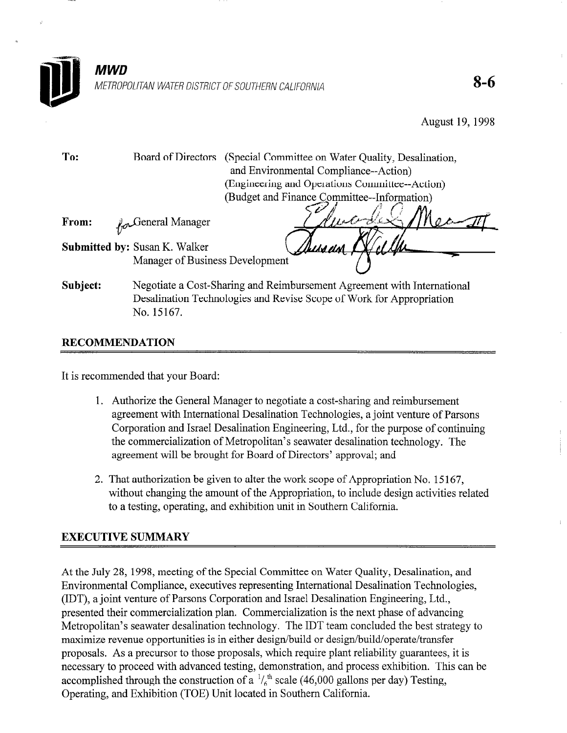**MWD**

*METROPOLITAN WATER DISTRICT OF SOUTHERN CALIFORNIA*

**8-6**

August 19, 1998

**To:** Board of Directors (Special Committee on Water Quality, Desalination, and Environmental Compliance--Action)
(Engineering and Operations Committee--Action)
(Budget and Finance Committee--Information)

**From:** for General Manager

**Submitted by:** Susan K. Walker
Manager of Business Development

**Subject:** Negotiate a Cost-Sharing and Reimbursement Agreement with International Desalination Technologies and Revise Scope of Work for Appropriation No. 15167.

## RECOMMENDATION

It is recommended that your Board:

1. Authorize the General Manager to negotiate a cost-sharing and reimbursement agreement with International Desalination Technologies, a joint venture of Parsons Corporation and Israel Desalination Engineering, Ltd., for the purpose of continuing the commercialization of Metropolitan's seawater desalination technology. The agreement will be brought for Board of Directors' approval; and

2. That authorization be given to alter the work scope of Appropriation No. 15167, without changing the amount of the Appropriation, to include design activities related to a testing, operating, and exhibition unit in Southern California.

## EXECUTIVE SUMMARY

At the July 28, 1998, meeting of the Special Committee on Water Quality, Desalination, and Environmental Compliance, executives representing International Desalination Technologies, (IDT), a joint venture of Parsons Corporation and Israel Desalination Engineering, Ltd., presented their commercialization plan. Commercialization is the next phase of advancing Metropolitan's seawater desalination technology. The IDT team concluded the best strategy to maximize revenue opportunities is in either design/build or design/build/operate/transfer proposals. As a precursor to those proposals, which require plant reliability guarantees, it is necessary to proceed with advanced testing, demonstration, and process exhibition. This can be accomplished through the construction of a $^1/_6{}^{th}$ scale (46,000 gallons per day) Testing, Operating, and Exhibition (TOE) Unit located in Southern California.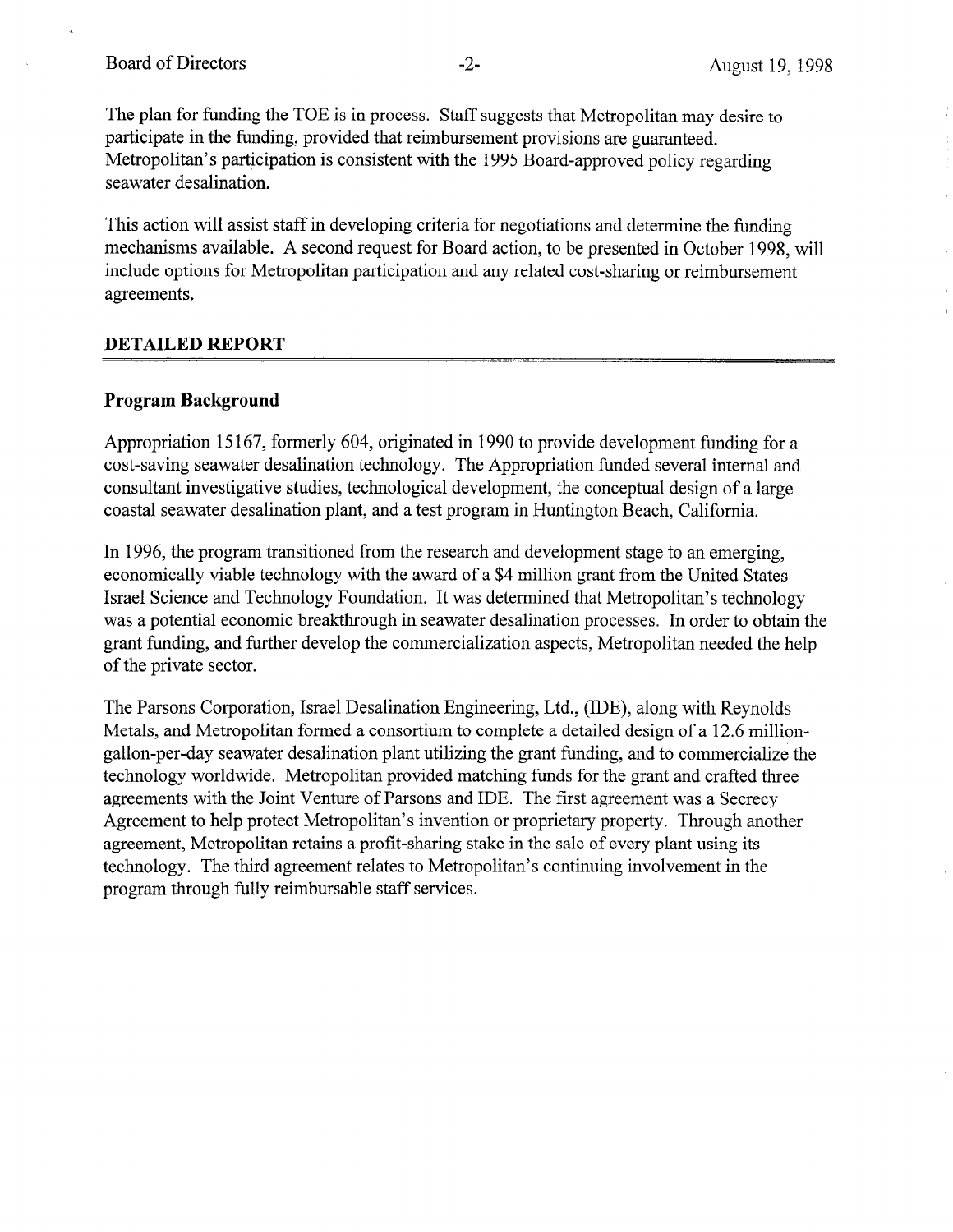The plan for funding the TOE is in process. Staff suggests that Metropolitan may desire to participate in the funding, provided that reimbursement provisions are guaranteed. Metropolitan's participation is consistent with the 1995 Board-approved policy regarding seawater desalination.

This action will assist staff in developing criteria for negotiations and determine the funding mechanisms available. A second request for Board action, to be presented in October 1998, will include options for Metropolitan participation and any related cost-sharing or reimbursement agreements.

## DETAILED REPORT

### Program Background

Appropriation 15167, formerly 604, originated in 1990 to provide development funding for a cost-saving seawater desalination technology. The Appropriation funded several internal and consultant investigative studies, technological development, the conceptual design of a large coastal seawater desalination plant, and a test program in Huntington Beach, California.

In 1996, the program transitioned from the research and development stage to an emerging, economically viable technology with the award of a $4 million grant from the United States - Israel Science and Technology Foundation. It was determined that Metropolitan's technology was a potential economic breakthrough in seawater desalination processes. In order to obtain the grant funding, and further develop the commercialization aspects, Metropolitan needed the help of the private sector.

The Parsons Corporation, Israel Desalination Engineering, Ltd., (IDE), along with Reynolds Metals, and Metropolitan formed a consortium to complete a detailed design of a 12.6 million-gallon-per-day seawater desalination plant utilizing the grant funding, and to commercialize the technology worldwide. Metropolitan provided matching funds for the grant and crafted three agreements with the Joint Venture of Parsons and IDE. The first agreement was a Secrecy Agreement to help protect Metropolitan's invention or proprietary property. Through another agreement, Metropolitan retains a profit-sharing stake in the sale of every plant using its technology. The third agreement relates to Metropolitan's continuing involvement in the program through fully reimbursable staff services.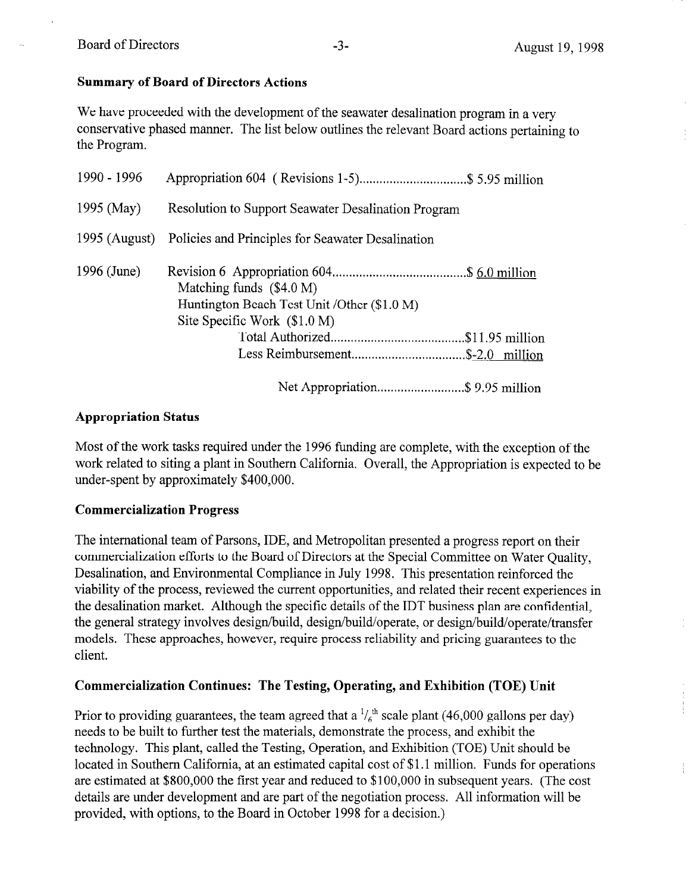## Summary of Board of Directors Actions

We have proceeded with the development of the seawater desalination program in a very conservative phased manner. The list below outlines the relevant Board actions pertaining to the Program.

| | | |
|---|---|---|
| 1990 - 1996 | Appropriation 604 ( Revisions 1-5) | $ 5.95 million |
| 1995 (May) | Resolution to Support Seawater Desalination Program | |
| 1995 (August) | Policies and Principles for Seawater Desalination | |
| 1996 (June) | Revision 6 Appropriation 604 | $ 6.0 million |
| | Matching funds ($4.0 M) | |
| | Huntington Beach Test Unit /Other ($1.0 M) | |
| | Site Specific Work ($1.0 M) | |
| | Total Authorized | $11.95 million |
| | Less Reimbursement | $-2.0 million |
| | Net Appropriation | $ 9.95 million |

## Appropriation Status

Most of the work tasks required under the 1996 funding are complete, with the exception of the work related to siting a plant in Southern California. Overall, the Appropriation is expected to be under-spent by approximately $400,000.

## Commercialization Progress

The international team of Parsons, IDE, and Metropolitan presented a progress report on their commercialization efforts to the Board of Directors at the Special Committee on Water Quality, Desalination, and Environmental Compliance in July 1998. This presentation reinforced the viability of the process, reviewed the current opportunities, and related their recent experiences in the desalination market. Although the specific details of the IDT business plan are confidential, the general strategy involves design/build, design/build/operate, or design/build/operate/transfer models. These approaches, however, require process reliability and pricing guarantees to the client.

## Commercialization Continues: The Testing, Operating, and Exhibition (TOE) Unit

Prior to providing guarantees, the team agreed that a $^1/_6{}^{th}$ scale plant (46,000 gallons per day) needs to be built to further test the materials, demonstrate the process, and exhibit the technology. This plant, called the Testing, Operation, and Exhibition (TOE) Unit should be located in Southern California, at an estimated capital cost of $1.1 million. Funds for operations are estimated at $800,000 the first year and reduced to $100,000 in subsequent years. (The cost details are under development and are part of the negotiation process. All information will be provided, with options, to the Board in October 1998 for a decision.)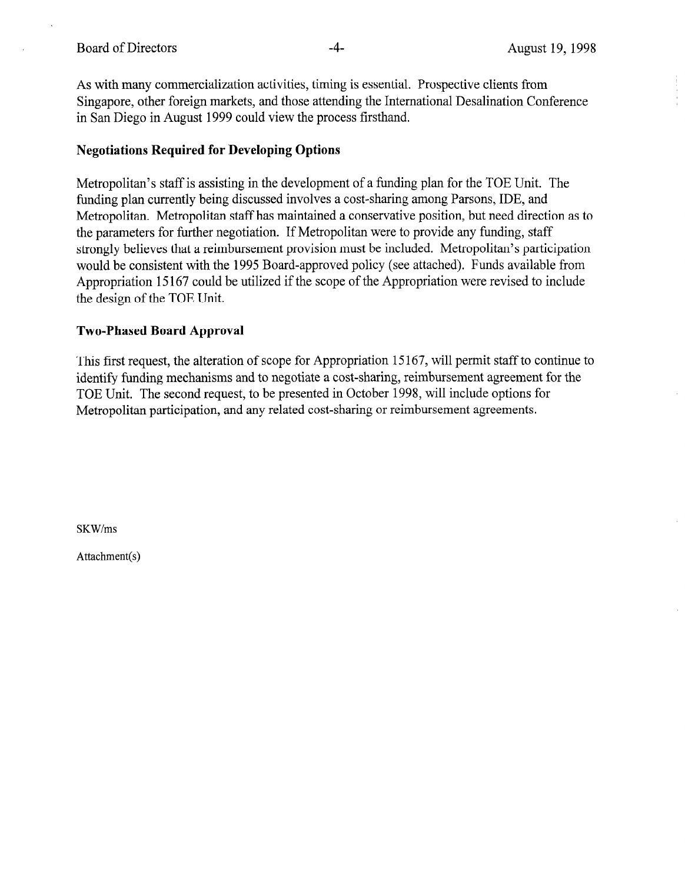As with many commercialization activities, timing is essential. Prospective clients from Singapore, other foreign markets, and those attending the International Desalination Conference in San Diego in August 1999 could view the process firsthand.

**Negotiations Required for Developing Options**

Metropolitan's staff is assisting in the development of a funding plan for the TOE Unit. The funding plan currently being discussed involves a cost-sharing among Parsons, IDE, and Metropolitan. Metropolitan staff has maintained a conservative position, but need direction as to the parameters for further negotiation. If Metropolitan were to provide any funding, staff strongly believes that a reimbursement provision must be included. Metropolitan's participation would be consistent with the 1995 Board-approved policy (see attached). Funds available from Appropriation 15167 could be utilized if the scope of the Appropriation were revised to include the design of the TOE Unit.

**Two-Phased Board Approval**

This first request, the alteration of scope for Appropriation 15167, will permit staff to continue to identify funding mechanisms and to negotiate a cost-sharing, reimbursement agreement for the TOE Unit. The second request, to be presented in October 1998, will include options for Metropolitan participation, and any related cost-sharing or reimbursement agreements.

SKW/ms

Attachment(s)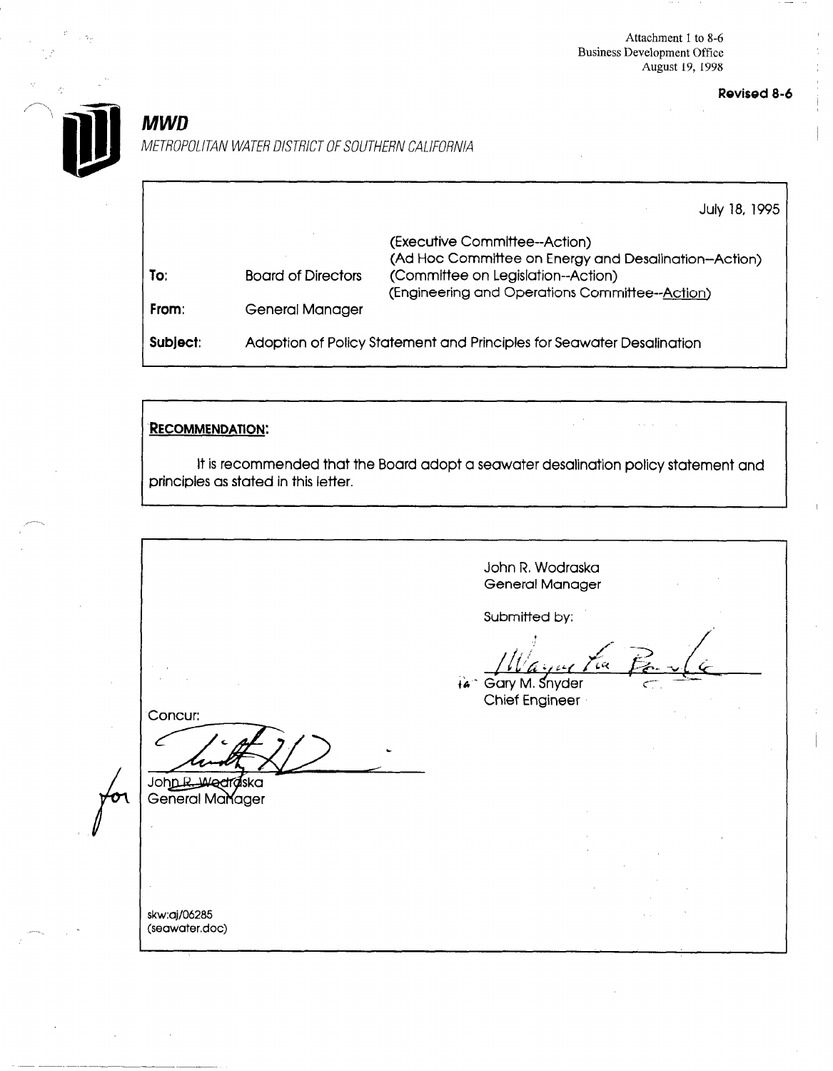Attachment 1 to 8-6
Business Development Office
August 19, 1998

**Revised 8-6**

## *MWD*

*METROPOLITAN WATER DISTRICT OF SOUTHERN CALIFORNIA*

July 18, 1995

| | | |
|---|---|---|
| **To:** | Board of Directors | (Executive Committee--Action)<br>(Ad Hoc Committee on Energy and Desalination--Action)<br>(Committee on Legislation--Action)<br>(Engineering and Operations Committee--Action) |
| **From:** | General Manager | |
| **Subject:** | Adoption of Policy Statement and Principles for Seawater Desalination | |

**RECOMMENDATION:**

It is recommended that the Board adopt a seawater desalination policy statement and principles as stated in this letter.

John R. Wodraska
General Manager

Submitted by:

Gary M. Snyder
Chief Engineer

Concur:

for John R. Wodraska
General Manager

skw:aj/06285
(seawater.doc)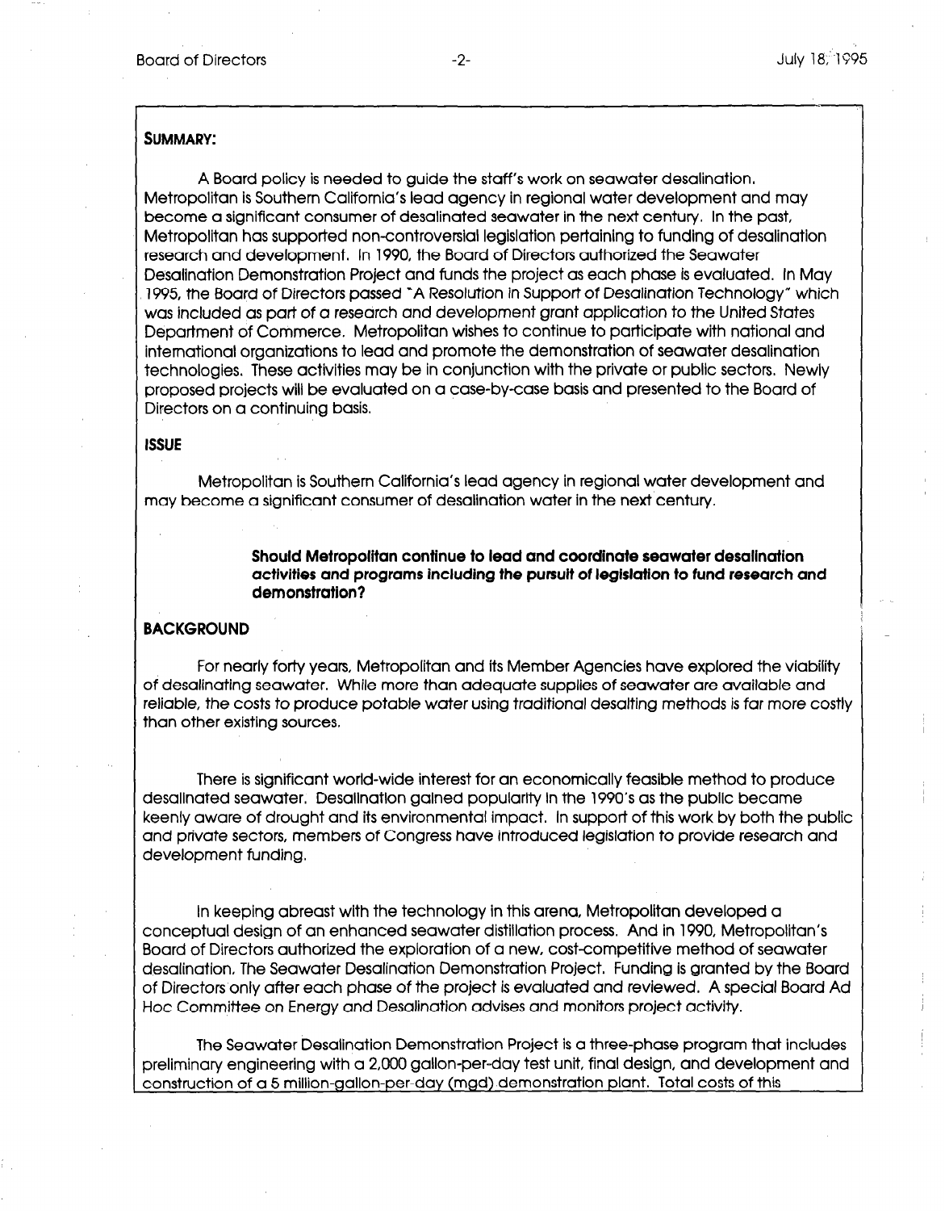**SUMMARY:**

A Board policy is needed to guide the staff's work on seawater desalination. Metropolitan is Southern California's lead agency in regional water development and may become a significant consumer of desalinated seawater in the next century. In the past, Metropolitan has supported non-controversial legislation pertaining to funding of desalination research and development. In 1990, the Board of Directors authorized the Seawater Desalination Demonstration Project and funds the project as each phase is evaluated. In May 1995, the Board of Directors passed "A Resolution in Support of Desalination Technology" which was included as part of a research and development grant application to the United States Department of Commerce. Metropolitan wishes to continue to participate with national and international organizations to lead and promote the demonstration of seawater desalination technologies. These activities may be in conjunction with the private or public sectors. Newly proposed projects will be evaluated on a case-by-case basis and presented to the Board of Directors on a continuing basis.

**ISSUE**

Metropolitan is Southern California's lead agency in regional water development and may become a significant consumer of desalination water in the next century.

> **Should Metropolitan continue to lead and coordinate seawater desalination activities and programs including the pursuit of legislation to fund research and demonstration?**

**BACKGROUND**

For nearly forty years, Metropolitan and its Member Agencies have explored the viability of desalinating seawater. While more than adequate supplies of seawater are available and reliable, the costs to produce potable water using traditional desalting methods is far more costly than other existing sources.

There is significant world-wide interest for an economically feasible method to produce desalinated seawater. Desalination gained popularity in the 1990's as the public became keenly aware of drought and its environmental impact. In support of this work by both the public and private sectors, members of Congress have introduced legislation to provide research and development funding.

In keeping abreast with the technology in this arena, Metropolitan developed a conceptual design of an enhanced seawater distillation process. And in 1990, Metropolitan's Board of Directors authorized the exploration of a new, cost-competitive method of seawater desalination, The Seawater Desalination Demonstration Project. Funding is granted by the Board of Directors only after each phase of the project is evaluated and reviewed. A special Board Ad Hoc Committee on Energy and Desalination advises and monitors project activity.

The Seawater Desalination Demonstration Project is a three-phase program that includes preliminary engineering with a 2,000 gallon-per-day test unit, final design, and development and construction of a 5 million-gallon-per-day (mgd) demonstration plant. Total costs of this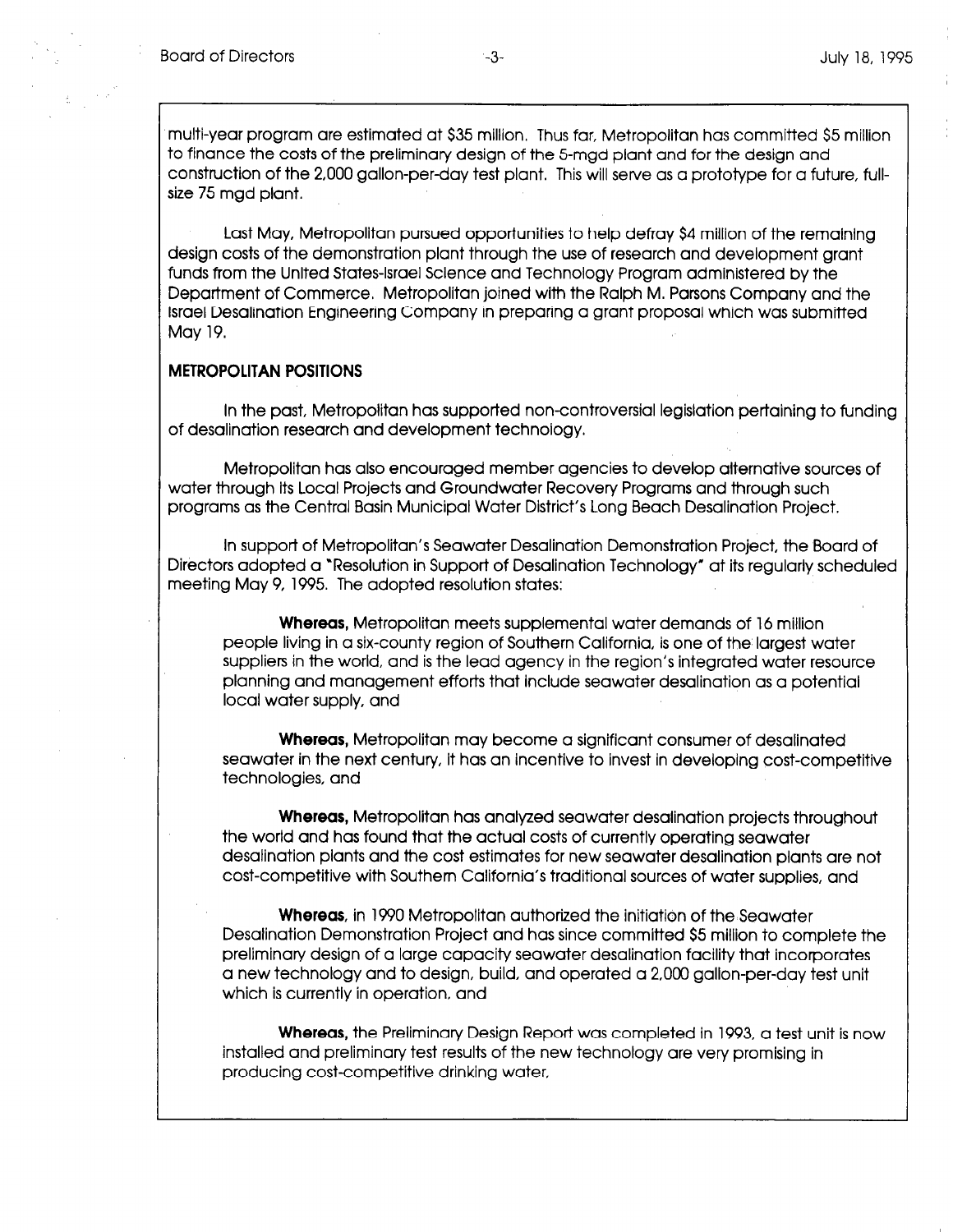multi-year program are estimated at $35 million. Thus far, Metropolitan has committed $5 million to finance the costs of the preliminary design of the 5-mgd plant and for the design and construction of the 2,000 gallon-per-day test plant. This will serve as a prototype for a future, full-size 75 mgd plant.

Last May, Metropolitan pursued opportunities to help defray $4 million of the remaining design costs of the demonstration plant through the use of research and development grant funds from the United States-Israel Science and Technology Program administered by the Department of Commerce. Metropolitan joined with the Ralph M. Parsons Company and the Israel Desalination Engineering Company in preparing a grant proposal which was submitted May 19.

**METROPOLITAN POSITIONS**

In the past, Metropolitan has supported non-controversial legislation pertaining to funding of desalination research and development technology.

Metropolitan has also encouraged member agencies to develop alternative sources of water through its Local Projects and Groundwater Recovery Programs and through such programs as the Central Basin Municipal Water District's Long Beach Desalination Project.

In support of Metropolitan's Seawater Desalination Demonstration Project, the Board of Directors adopted a "Resolution in Support of Desalination Technology" at its regularly scheduled meeting May 9, 1995. The adopted resolution states:

> **Whereas,** Metropolitan meets supplemental water demands of 16 million people living in a six-county region of Southern California, is one of the largest water suppliers in the world, and is the lead agency in the region's integrated water resource planning and management efforts that include seawater desalination as a potential local water supply, and
>
> **Whereas,** Metropolitan may become a significant consumer of desalinated seawater in the next century, it has an incentive to invest in developing cost-competitive technologies, and
>
> **Whereas,** Metropolitan has analyzed seawater desalination projects throughout the world and has found that the actual costs of currently operating seawater desalination plants and the cost estimates for new seawater desalination plants are not cost-competitive with Southern California's traditional sources of water supplies, and
>
> **Whereas,** in 1990 Metropolitan authorized the initiation of the Seawater Desalination Demonstration Project and has since committed $5 million to complete the preliminary design of a large capacity seawater desalination facility that incorporates a new technology and to design, build, and operated a 2,000 gallon-per-day test unit which is currently in operation, and
>
> **Whereas,** the Preliminary Design Report was completed in 1993, a test unit is now installed and preliminary test results of the new technology are very promising in producing cost-competitive drinking water,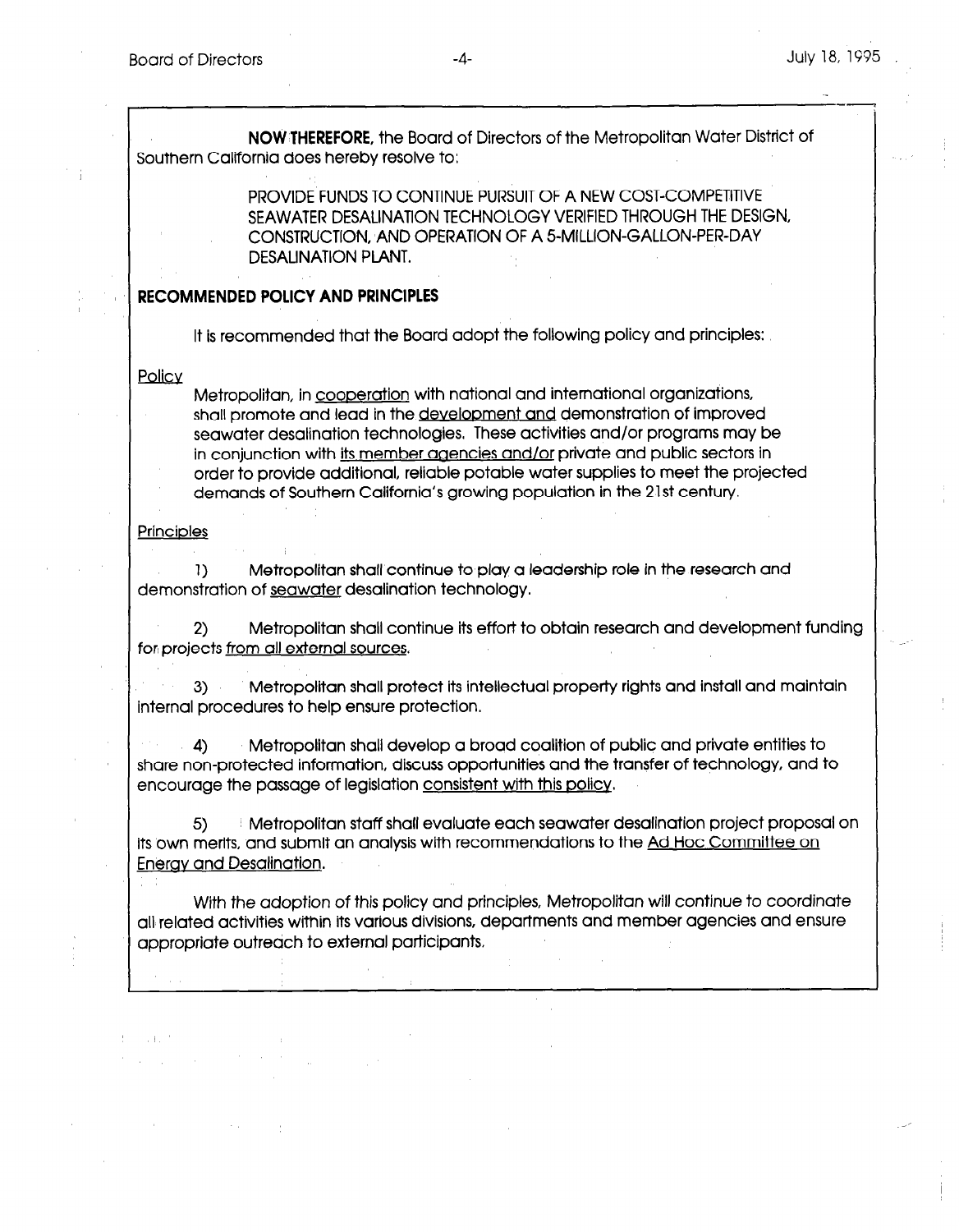**NOW THEREFORE,** the Board of Directors of the Metropolitan Water District of Southern California does hereby resolve to:

PROVIDE FUNDS TO CONTINUE PURSUIT OF A NEW COST-COMPETITIVE SEAWATER DESALINATION TECHNOLOGY VERIFIED THROUGH THE DESIGN, CONSTRUCTION, AND OPERATION OF A 5-MILLION-GALLON-PER-DAY DESALINATION PLANT.

## RECOMMENDED POLICY AND PRINCIPLES

It is recommended that the Board adopt the following policy and principles:

Policy

Metropolitan, in cooperation with national and international organizations, shall promote and lead in the development and demonstration of improved seawater desalination technologies. These activities and/or programs may be in conjunction with its member agencies and/or private and public sectors in order to provide additional, reliable potable water supplies to meet the projected demands of Southern California's growing population in the 21st century.

Principles

1) Metropolitan shall continue to play a leadership role in the research and demonstration of seawater desalination technology.

2) Metropolitan shall continue its effort to obtain research and development funding for projects from all external sources.

3) Metropolitan shall protect its intellectual property rights and install and maintain internal procedures to help ensure protection.

4) Metropolitan shall develop a broad coalition of public and private entities to share non-protected information, discuss opportunities and the transfer of technology, and to encourage the passage of legislation consistent with this policy.

5) Metropolitan staff shall evaluate each seawater desalination project proposal on its own merits, and submit an analysis with recommendations to the Ad Hoc Committee on Energy and Desalination.

With the adoption of this policy and principles, Metropolitan will continue to coordinate all related activities within its various divisions, departments and member agencies and ensure appropriate outreach to external participants.